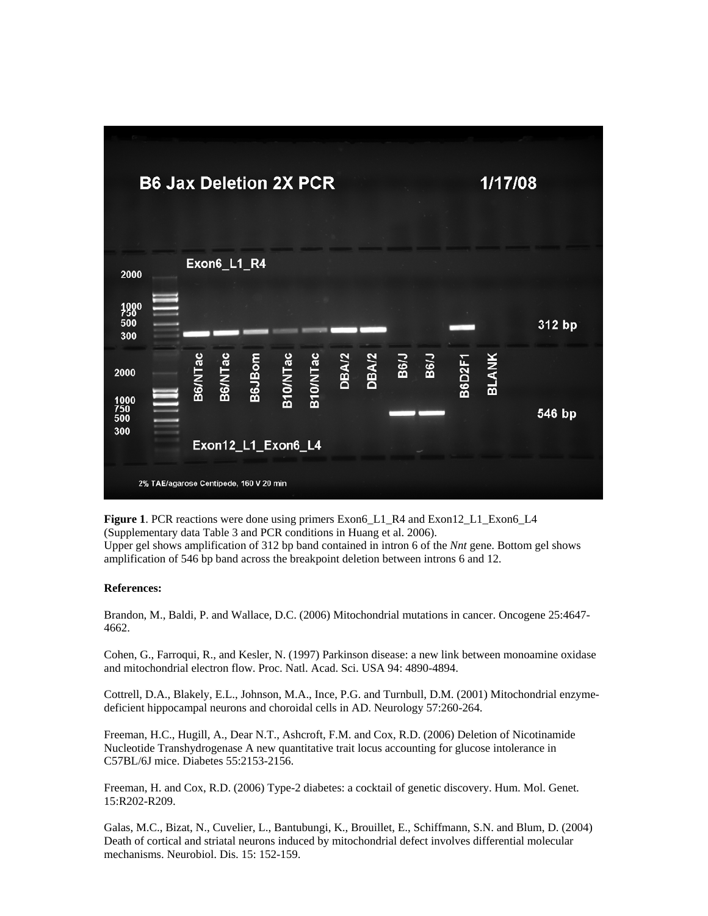**Figure 1**. PCR reactions were done using primers Exon6_L1_R4 and Exon12_L1_Exon6_L4 (Supplementary data Table 3 and PCR conditions in Huang et al. 2006).
Upper gel shows amplification of 312 bp band contained in intron 6 of the *Nnt* gene. Bottom gel shows amplification of 546 bp band across the breakpoint deletion between introns 6 and 12.

**References:**

Brandon, M., Baldi, P. and Wallace, D.C. (2006) Mitochondrial mutations in cancer. Oncogene 25:4647-4662.

Cohen, G., Farroqui, R., and Kesler, N. (1997) Parkinson disease: a new link between monoamine oxidase and mitochondrial electron flow. Proc. Natl. Acad. Sci. USA 94: 4890-4894.

Cottrell, D.A., Blakely, E.L., Johnson, M.A., Ince, P.G. and Turnbull, D.M. (2001) Mitochondrial enzyme-deficient hippocampal neurons and choroidal cells in AD. Neurology 57:260-264.

Freeman, H.C., Hugill, A., Dear N.T., Ashcroft, F.M. and Cox, R.D. (2006) Deletion of Nicotinamide Nucleotide Transhydrogenase A new quantitative trait locus accounting for glucose intolerance in C57BL/6J mice. Diabetes 55:2153-2156.

Freeman, H. and Cox, R.D. (2006) Type-2 diabetes: a cocktail of genetic discovery. Hum. Mol. Genet. 15:R202-R209.

Galas, M.C., Bizat, N., Cuvelier, L., Bantubungi, K., Brouillet, E., Schiffmann, S.N. and Blum, D. (2004) Death of cortical and striatal neurons induced by mitochondrial defect involves differential molecular mechanisms. Neurobiol. Dis. 15: 152-159.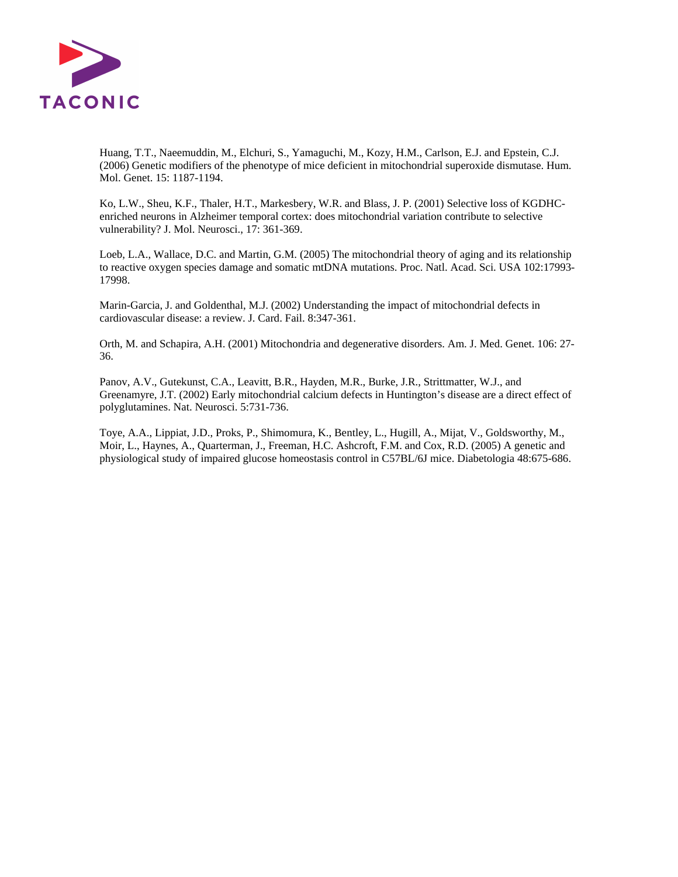Huang, T.T., Naeemuddin, M., Elchuri, S., Yamaguchi, M., Kozy, H.M., Carlson, E.J. and Epstein, C.J. (2006) Genetic modifiers of the phenotype of mice deficient in mitochondrial superoxide dismutase. Hum. Mol. Genet. 15: 1187-1194.

Ko, L.W., Sheu, K.F., Thaler, H.T., Markesbery, W.R. and Blass, J. P. (2001) Selective loss of KGDHC-enriched neurons in Alzheimer temporal cortex: does mitochondrial variation contribute to selective vulnerability? J. Mol. Neurosci., 17: 361-369.

Loeb, L.A., Wallace, D.C. and Martin, G.M. (2005) The mitochondrial theory of aging and its relationship to reactive oxygen species damage and somatic mtDNA mutations. Proc. Natl. Acad. Sci. USA 102:17993-17998.

Marin-Garcia, J. and Goldenthal, M.J. (2002) Understanding the impact of mitochondrial defects in cardiovascular disease: a review. J. Card. Fail. 8:347-361.

Orth, M. and Schapira, A.H. (2001) Mitochondria and degenerative disorders. Am. J. Med. Genet. 106: 27-36.

Panov, A.V., Gutekunst, C.A., Leavitt, B.R., Hayden, M.R., Burke, J.R., Strittmatter, W.J., and Greenamyre, J.T. (2002) Early mitochondrial calcium defects in Huntington's disease are a direct effect of polyglutamines. Nat. Neurosci. 5:731-736.

Toye, A.A., Lippiat, J.D., Proks, P., Shimomura, K., Bentley, L., Hugill, A., Mijat, V., Goldsworthy, M., Moir, L., Haynes, A., Quarterman, J., Freeman, H.C. Ashcroft, F.M. and Cox, R.D. (2005) A genetic and physiological study of impaired glucose homeostasis control in C57BL/6J mice. Diabetologia 48:675-686.